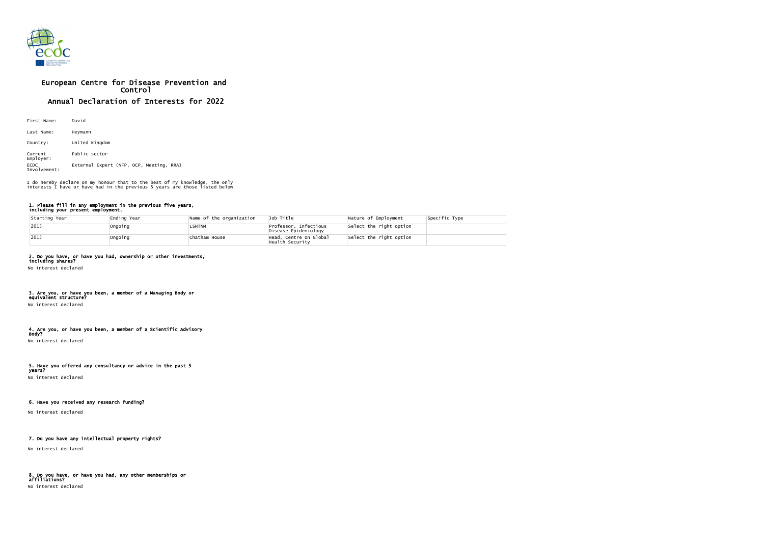# European Centre for Disease Prevention and Control

## Annual Declaration of Interests for 2022

First Name: David

Last Name: Heymann

Country: United Kingdom

Current Employer: Public sector

ECDC Involvement: External Expert (NFP, OCP, Meeting, RRA)

I do hereby declare on my honour that to the best of my knowledge, the only interests I have or have had in the previous 5 years are those listed below

#### 1. Please fill in any employment in the previous five years, including your present employment.

| Starting Year | Ending Year | Name of the organization | Job Title | Nature of Employment | Specific Type |
|---|---|---|---|---|---|
| 2015 | Ongoing | LSHTNM | Professor, Infectious Disease Epidemiology | Select the right option | |
| 2015 | Ongoing | Chatham House | Head, Centre on Global Health Security | Select the right option | |

#### 2. Do you have, or have you had, ownership or other investments, including shares?

No interest declared

#### 3. Are you, or have you been, a member of a Managing Body or equivalent structure?

No interest declared

#### 4. Are you, or have you been, a member of a Scientific Advisory Body?

No interest declared

#### 5. Have you offered any consultancy or advice in the past 5 years?

No interest declared

#### 6. Have you received any research funding?

No interest declared

#### 7. Do you have any intellectual property rights?

No interest declared

#### 8. Do you have, or have you had, any other memberships or affiliations?

No interest declared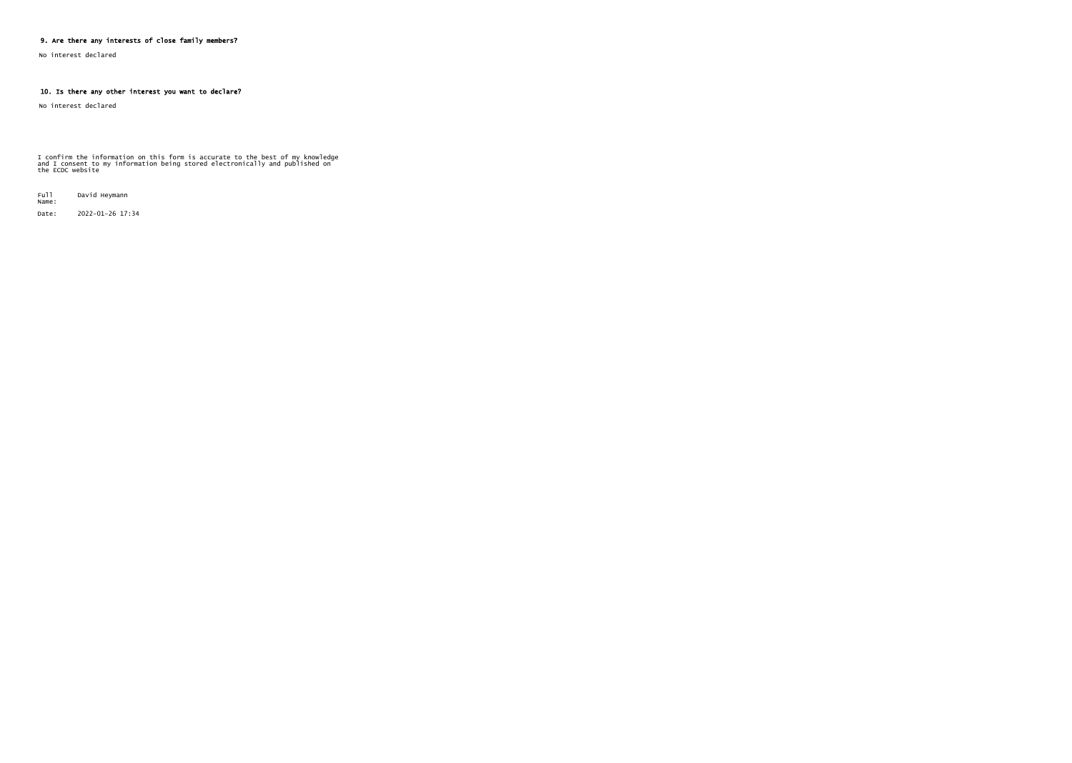### 9. Are there any interests of close family members?

No interest declared

### 10. Is there any other interest you want to declare?

No interest declared

I confirm the information on this form is accurate to the best of my knowledge and I consent to my information being stored electronically and published on the ECDC website

Full Name: David Heymann

Date: 2022-01-26 17:34